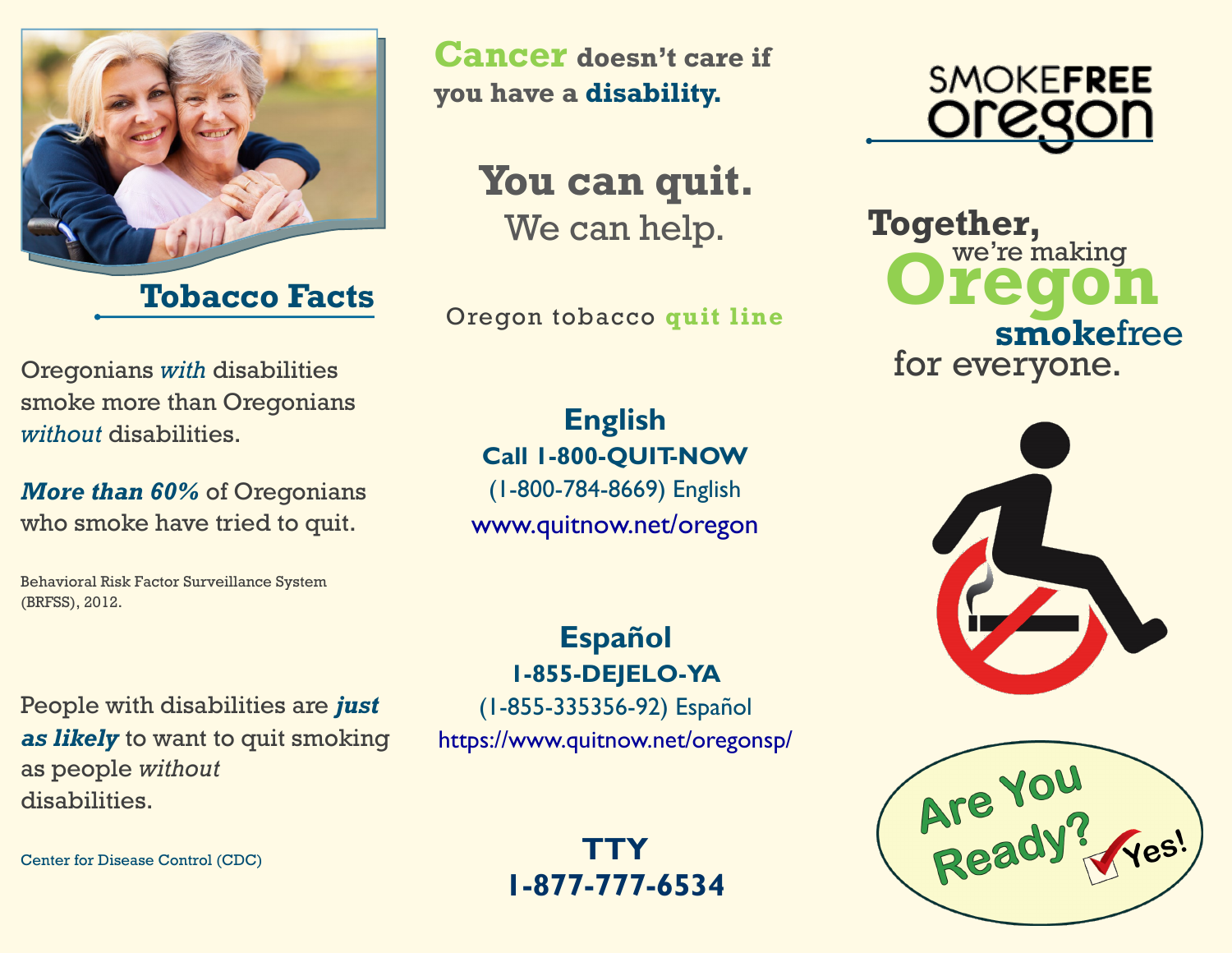## Tobacco Facts

Oregonians *with* disabilities smoke more than Oregonians *without* disabilities.

***More than 60%*** of Oregonians who smoke have tried to quit.

Behavioral Risk Factor Surveillance System (BRFSS), 2012.

People with disabilities are ***just as likely*** to want to quit smoking as people *without* disabilities.

Center for Disease Control (CDC)

**Cancer doesn't care if you have a disability.**

# You can quit.

We can help.

Oregon tobacco **quit line**

### English

**Call 1-800-QUIT-NOW**

(1-800-784-8669) English

www.quitnow.net/oregon

### Español

**1-855-DEJELO-YA**

(1-855-335356-92) Español

https://www.quitnow.net/oregonsp/

### TTY

**1-877-777-6534**

SMOKE**FREE** oregon

**Together,** we're making **Oregon smoke**free for everyone.

Are You Ready? Yes!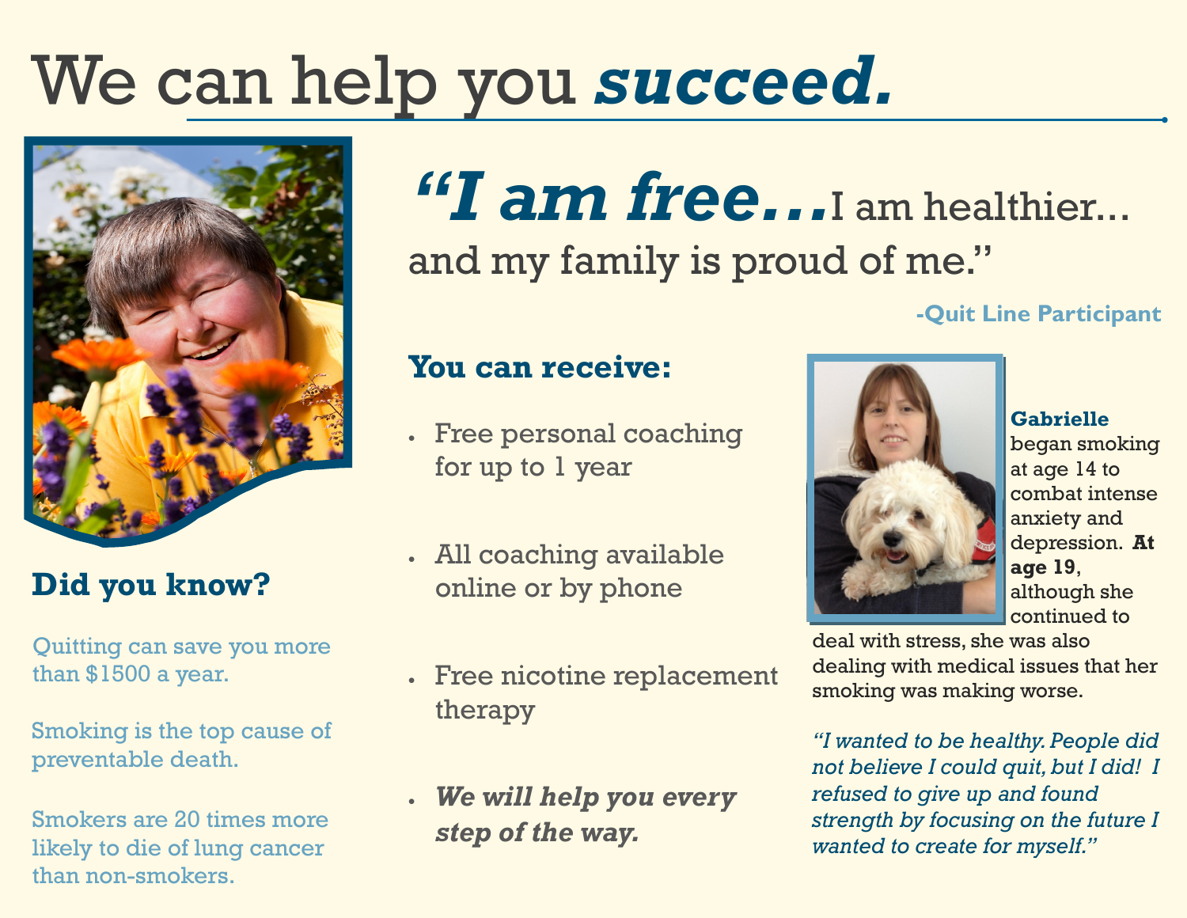# We can help you ***succeed.***

## Did you know?

Quitting can save you more than $1500 a year.

Smoking is the top cause of preventable death.

Smokers are 20 times more likely to die of lung cancer than non-smokers.

## *"I am free…* I am healthier… and my family is proud of me."

**-Quit Line Participant**

### You can receive:

- Free personal coaching for up to 1 year
- All coaching available online or by phone
- Free nicotine replacement therapy
- ***We will help you every step of the way.***

**Gabrielle** began smoking at age 14 to combat intense anxiety and depression. **At age 19**, although she continued to deal with stress, she was also dealing with medical issues that her smoking was making worse.

*"I wanted to be healthy. People did not believe I could quit, but I did! I refused to give up and found strength by focusing on the future I wanted to create for myself."*